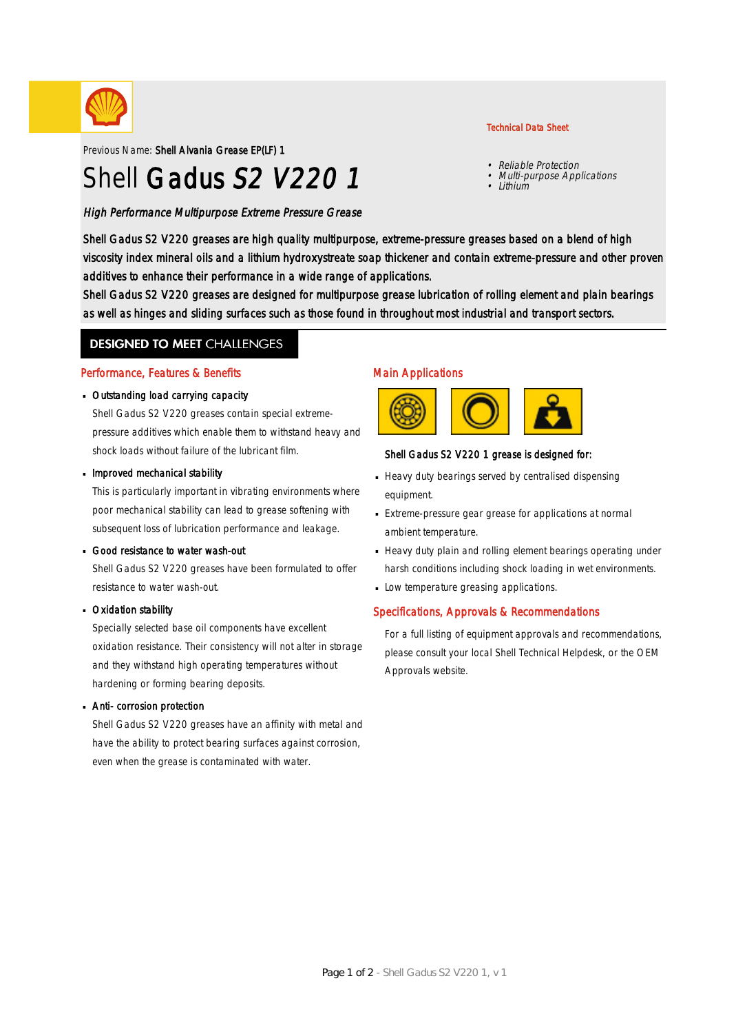Technical Data Sheet

Previous Name: **Shell Alvania Grease EP(LF) 1**

# Shell Gadus *S2 V220 1*

- *Reliable Protection*
- *Multi-purpose Applications*
- *Lithium*

*High Performance Multipurpose Extreme Pressure Grease*

Shell Gadus S2 V220 greases are high quality multipurpose, extreme-pressure greases based on a blend of high viscosity index mineral oils and a lithium hydroxystreate soap thickener and contain extreme-pressure and other proven additives to enhance their performance in a wide range of applications.
Shell Gadus S2 V220 greases are designed for multipurpose grease lubrication of rolling element and plain bearings as well as hinges and sliding surfaces such as those found in throughout most industrial and transport sectors.

## DESIGNED TO MEET CHALLENGES

### Performance, Features & Benefits

- **Outstanding load carrying capacity**
  Shell Gadus S2 V220 greases contain special extreme-pressure additives which enable them to withstand heavy and shock loads without failure of the lubricant film.
- **Improved mechanical stability**
  This is particularly important in vibrating environments where poor mechanical stability can lead to grease softening with subsequent loss of lubrication performance and leakage.
- **Good resistance to water wash-out**
  Shell Gadus S2 V220 greases have been formulated to offer resistance to water wash-out.
- **Oxidation stability**
  Specially selected base oil components have excellent oxidation resistance. Their consistency will not alter in storage and they withstand high operating temperatures without hardening or forming bearing deposits.
- **Anti- corrosion protection**
  Shell Gadus S2 V220 greases have an affinity with metal and have the ability to protect bearing surfaces against corrosion, even when the grease is contaminated with water.

### Main Applications

**Shell Gadus S2 V220 1 grease is designed for:**

- Heavy duty bearings served by centralised dispensing equipment.
- Extreme-pressure gear grease for applications at normal ambient temperature.
- Heavy duty plain and rolling element bearings operating under harsh conditions including shock loading in wet environments.
- Low temperature greasing applications.

### Specifications, Approvals & Recommendations

For a full listing of equipment approvals and recommendations, please consult your local Shell Technical Helpdesk, or the OEM Approvals website.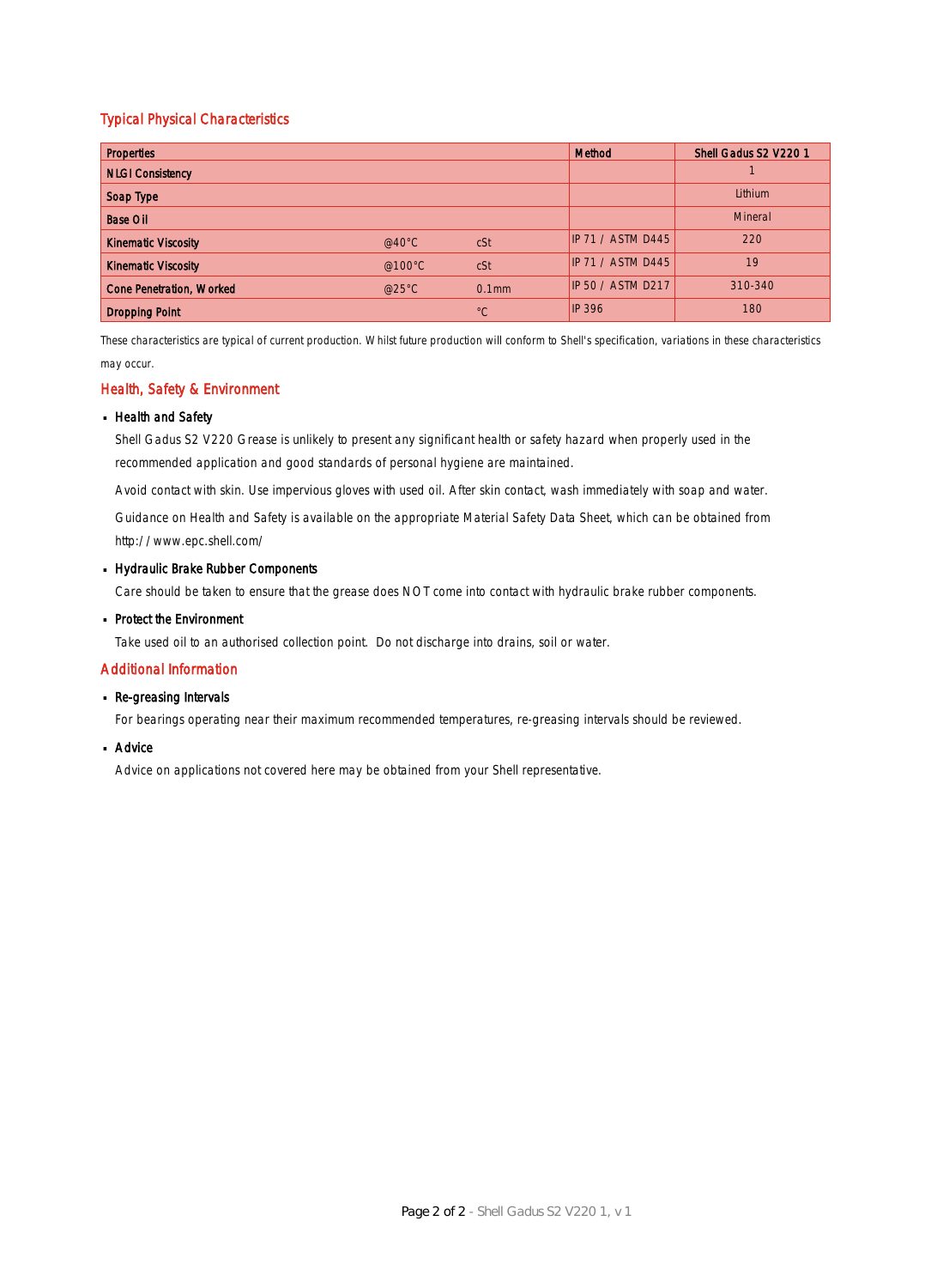## Typical Physical Characteristics

| Properties | | | Method | Shell Gadus S2 V220 1 |
|---|---|---|---|---|
| NLGI Consistency | | | | 1 |
| Soap Type | | | | Lithium |
| Base Oil | | | | Mineral |
| Kinematic Viscosity | @40°C | cSt | IP 71 / ASTM D445 | 220 |
| Kinematic Viscosity | @100°C | cSt | IP 71 / ASTM D445 | 19 |
| Cone Penetration, Worked | @25°C | 0.1mm | IP 50 / ASTM D217 | 310-340 |
| Dropping Point | | °C | IP 396 | 180 |

These characteristics are typical of current production. Whilst future production will conform to Shell's specification, variations in these characteristics may occur.

## Health, Safety & Environment

- **Health and Safety**

  Shell Gadus S2 V220 Grease is unlikely to present any significant health or safety hazard when properly used in the recommended application and good standards of personal hygiene are maintained.

  Avoid contact with skin. Use impervious gloves with used oil. After skin contact, wash immediately with soap and water.

  Guidance on Health and Safety is available on the appropriate Material Safety Data Sheet, which can be obtained from http://www.epc.shell.com/

- **Hydraulic Brake Rubber Components**

  Care should be taken to ensure that the grease does NOT come into contact with hydraulic brake rubber components.

- **Protect the Environment**

  Take used oil to an authorised collection point. Do not discharge into drains, soil or water.

## Additional Information

- **Re-greasing Intervals**

  For bearings operating near their maximum recommended temperatures, re-greasing intervals should be reviewed.

- **Advice**

  Advice on applications not covered here may be obtained from your Shell representative.